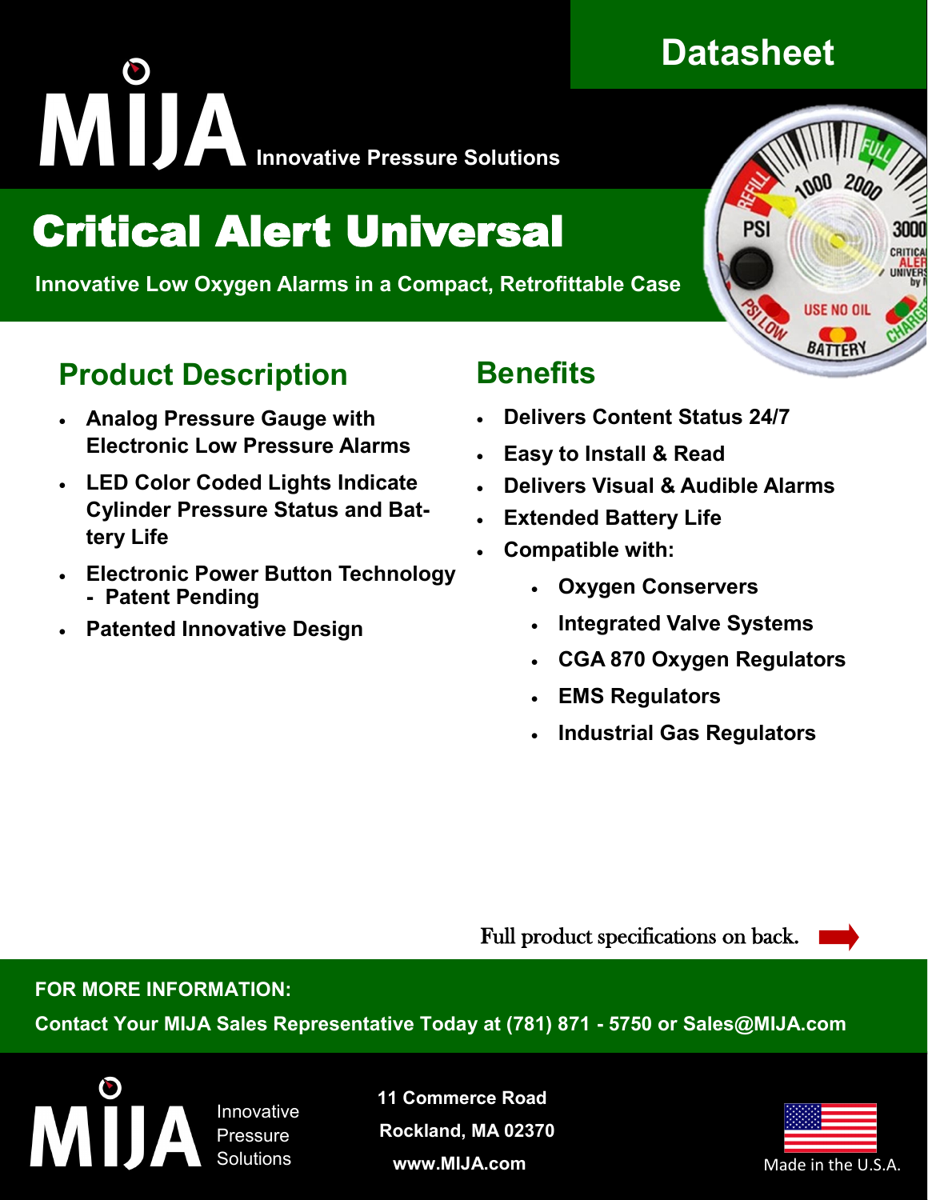Datasheet

# MIJA Innovative Pressure Solutions

# Critical Alert Universal

**Innovative Low Oxygen Alarms in a Compact, Retrofittable Case**

## Product Description

- **Analog Pressure Gauge with Electronic Low Pressure Alarms**
- **LED Color Coded Lights Indicate Cylinder Pressure Status and Battery Life**
- **Electronic Power Button Technology - Patent Pending**
- **Patented Innovative Design**

## Benefits

- **Delivers Content Status 24/7**
- **Easy to Install & Read**
- **Delivers Visual & Audible Alarms**
- **Extended Battery Life**
- **Compatible with:**
  - **Oxygen Conservers**
  - **Integrated Valve Systems**
  - **CGA 870 Oxygen Regulators**
  - **EMS Regulators**
  - **Industrial Gas Regulators**

Full product specifications on back.

**FOR MORE INFORMATION:**

**Contact Your MIJA Sales Representative Today at (781) 871 - 5750 or Sales@MIJA.com**

MIJA Innovative Pressure Solutions

**11 Commerce Road**
**Rockland, MA 02370**
**www.MIJA.com**

Made in the U.S.A.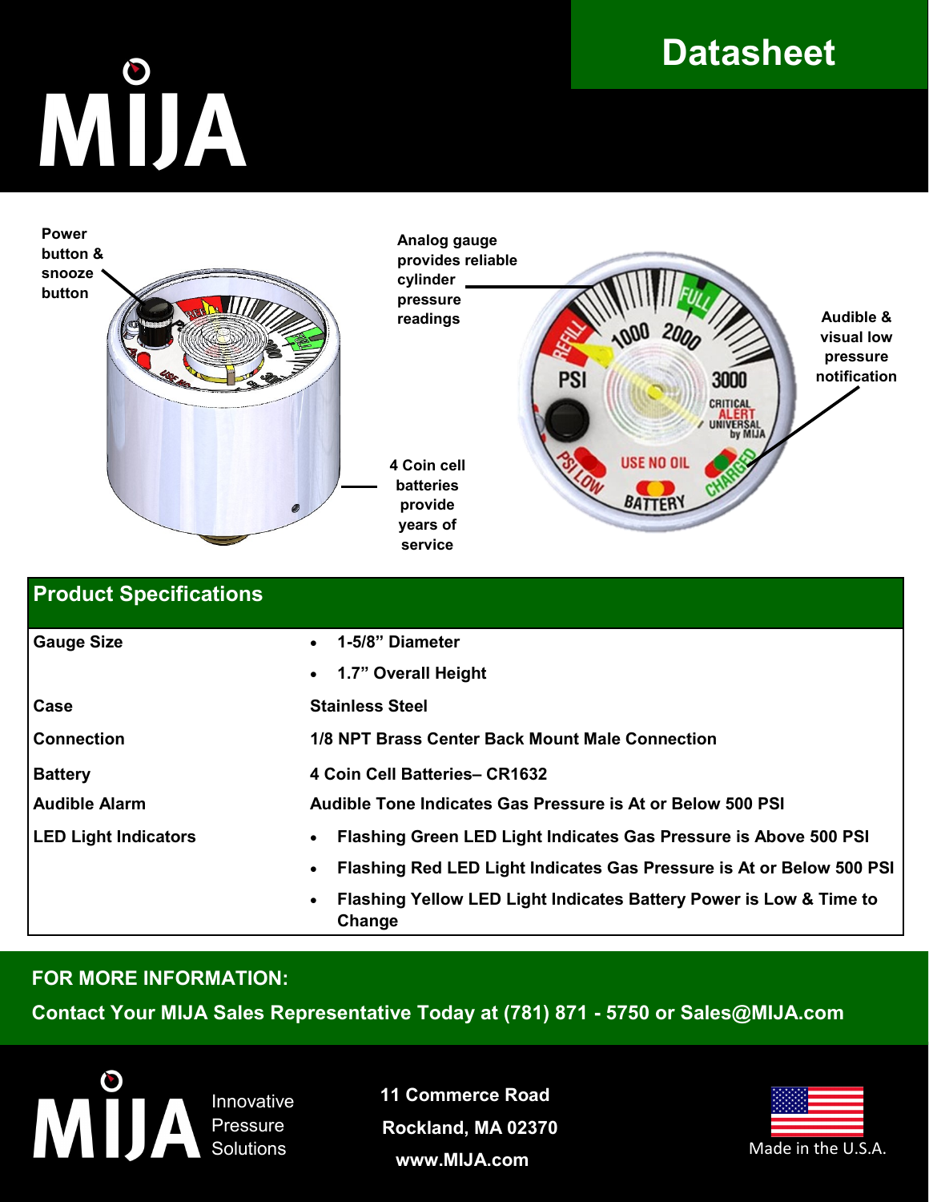# MIJA

## Datasheet

Power button & snooze button

Analog gauge provides reliable cylinder pressure readings

Audible & visual low pressure notification

4 Coin cell batteries provide years of service

## Product Specifications

| | |
|---|---|
| **Gauge Size** | • 1-5/8" Diameter<br>• 1.7" Overall Height |
| **Case** | Stainless Steel |
| **Connection** | 1/8 NPT Brass Center Back Mount Male Connection |
| **Battery** | 4 Coin Cell Batteries– CR1632 |
| **Audible Alarm** | Audible Tone Indicates Gas Pressure is At or Below 500 PSI |
| **LED Light Indicators** | • Flashing Green LED Light Indicates Gas Pressure is Above 500 PSI<br>• Flashing Red LED Light Indicates Gas Pressure is At or Below 500 PSI<br>• Flashing Yellow LED Light Indicates Battery Power is Low & Time to Change |

**FOR MORE INFORMATION:**

**Contact Your MIJA Sales Representative Today at (781) 871 - 5750 or Sales@MIJA.com**

MIJA Innovative Pressure Solutions

**11 Commerce Road**
**Rockland, MA 02370**
**www.MIJA.com**

Made in the U.S.A.